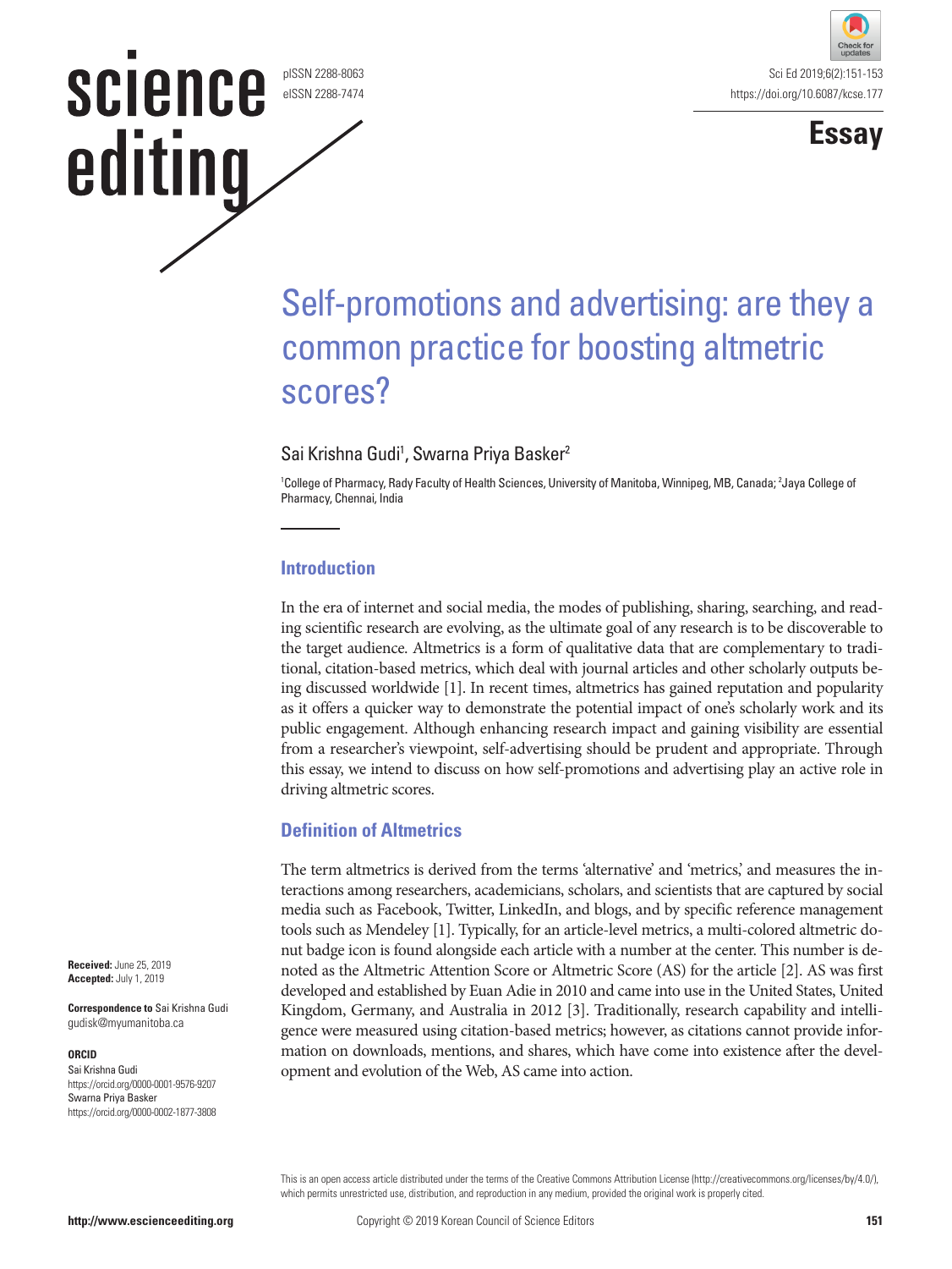# Self-promotions and advertising: are they a common practice for boosting altmetric scores?

Sai Krishna Gudi[1], Swarna Priya Basker[2]

[1]College of Pharmacy, Rady Faculty of Health Sciences, University of Manitoba, Winnipeg, MB, Canada; [2]Jaya College of Pharmacy, Chennai, India

**Received:** June 25, 2019
**Accepted:** July 1, 2019

**Correspondence to** Sai Krishna Gudi
gudisk@myumanitoba.ca

**ORCID**
Sai Krishna Gudi
https://orcid.org/0000-0001-9576-9207
Swarna Priya Basker
https://orcid.org/0000-0002-1877-3808

## Introduction

In the era of internet and social media, the modes of publishing, sharing, searching, and reading scientific research are evolving, as the ultimate goal of any research is to be discoverable to the target audience. Altmetrics is a form of qualitative data that are complementary to traditional, citation-based metrics, which deal with journal articles and other scholarly outputs being discussed worldwide [1]. In recent times, altmetrics has gained reputation and popularity as it offers a quicker way to demonstrate the potential impact of one's scholarly work and its public engagement. Although enhancing research impact and gaining visibility are essential from a researcher's viewpoint, self-advertising should be prudent and appropriate. Through this essay, we intend to discuss on how self-promotions and advertising play an active role in driving altmetric scores.

## Definition of Altmetrics

The term altmetrics is derived from the terms 'alternative' and 'metrics,' and measures the interactions among researchers, academicians, scholars, and scientists that are captured by social media such as Facebook, Twitter, LinkedIn, and blogs, and by specific reference management tools such as Mendeley [1]. Typically, for an article-level metrics, a multi-colored altmetric donut badge icon is found alongside each article with a number at the center. This number is denoted as the Altmetric Attention Score or Altmetric Score (AS) for the article [2]. AS was first developed and established by Euan Adie in 2010 and came into use in the United States, United Kingdom, Germany, and Australia in 2012 [3]. Traditionally, research capability and intelligence were measured using citation-based metrics; however, as citations cannot provide information on downloads, mentions, and shares, which have come into existence after the development and evolution of the Web, AS came into action.

This is an open access article distributed under the terms of the Creative Commons Attribution License (http://creativecommons.org/licenses/by/4.0/), which permits unrestricted use, distribution, and reproduction in any medium, provided the original work is properly cited.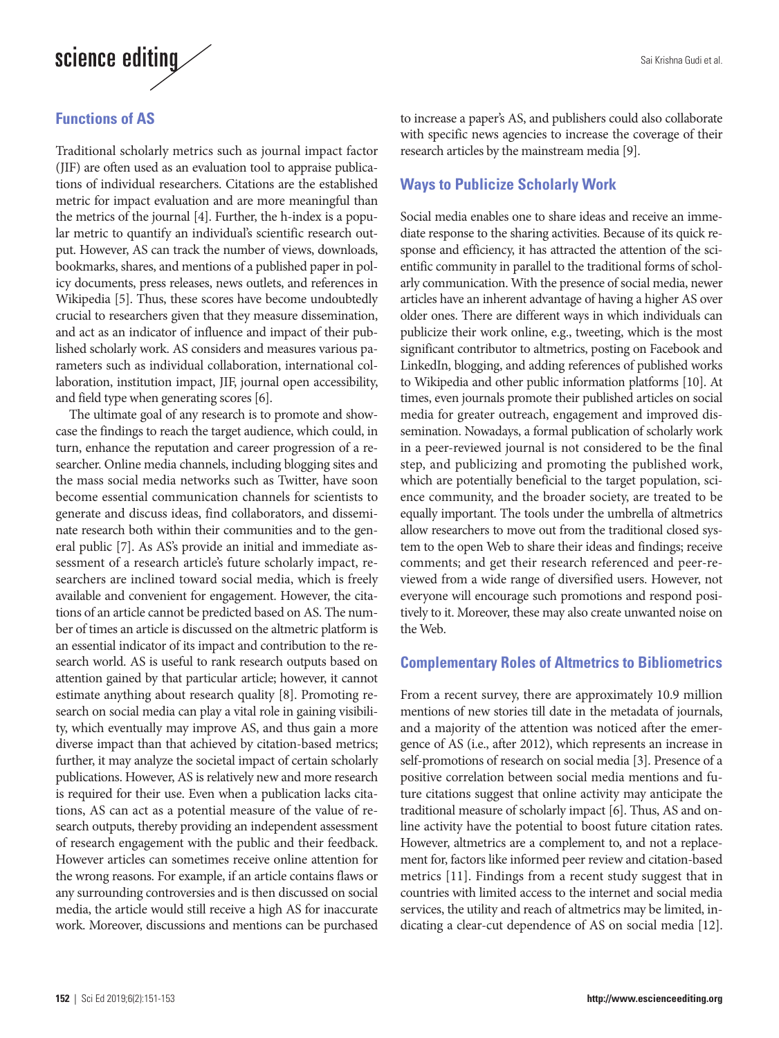## Functions of AS

Traditional scholarly metrics such as journal impact factor (JIF) are often used as an evaluation tool to appraise publications of individual researchers. Citations are the established metric for impact evaluation and are more meaningful than the metrics of the journal [4]. Further, the h-index is a popular metric to quantify an individual's scientific research output. However, AS can track the number of views, downloads, bookmarks, shares, and mentions of a published paper in policy documents, press releases, news outlets, and references in Wikipedia [5]. Thus, these scores have become undoubtedly crucial to researchers given that they measure dissemination, and act as an indicator of influence and impact of their published scholarly work. AS considers and measures various parameters such as individual collaboration, international collaboration, institution impact, JIF, journal open accessibility, and field type when generating scores [6].

The ultimate goal of any research is to promote and showcase the findings to reach the target audience, which could, in turn, enhance the reputation and career progression of a researcher. Online media channels, including blogging sites and the mass social media networks such as Twitter, have soon become essential communication channels for scientists to generate and discuss ideas, find collaborators, and disseminate research both within their communities and to the general public [7]. As AS's provide an initial and immediate assessment of a research article's future scholarly impact, researchers are inclined toward social media, which is freely available and convenient for engagement. However, the citations of an article cannot be predicted based on AS. The number of times an article is discussed on the altmetric platform is an essential indicator of its impact and contribution to the research world. AS is useful to rank research outputs based on attention gained by that particular article; however, it cannot estimate anything about research quality [8]. Promoting research on social media can play a vital role in gaining visibility, which eventually may improve AS, and thus gain a more diverse impact than that achieved by citation-based metrics; further, it may analyze the societal impact of certain scholarly publications. However, AS is relatively new and more research is required for their use. Even when a publication lacks citations, AS can act as a potential measure of the value of research outputs, thereby providing an independent assessment of research engagement with the public and their feedback. However articles can sometimes receive online attention for the wrong reasons. For example, if an article contains flaws or any surrounding controversies and is then discussed on social media, the article would still receive a high AS for inaccurate work. Moreover, discussions and mentions can be purchased to increase a paper's AS, and publishers could also collaborate with specific news agencies to increase the coverage of their research articles by the mainstream media [9].

## Ways to Publicize Scholarly Work

Social media enables one to share ideas and receive an immediate response to the sharing activities. Because of its quick response and efficiency, it has attracted the attention of the scientific community in parallel to the traditional forms of scholarly communication. With the presence of social media, newer articles have an inherent advantage of having a higher AS over older ones. There are different ways in which individuals can publicize their work online, e.g., tweeting, which is the most significant contributor to altmetrics, posting on Facebook and LinkedIn, blogging, and adding references of published works to Wikipedia and other public information platforms [10]. At times, even journals promote their published articles on social media for greater outreach, engagement and improved dissemination. Nowadays, a formal publication of scholarly work in a peer-reviewed journal is not considered to be the final step, and publicizing and promoting the published work, which are potentially beneficial to the target population, science community, and the broader society, are treated to be equally important. The tools under the umbrella of altmetrics allow researchers to move out from the traditional closed system to the open Web to share their ideas and findings; receive comments; and get their research referenced and peer-reviewed from a wide range of diversified users. However, not everyone will encourage such promotions and respond positively to it. Moreover, these may also create unwanted noise on the Web.

## Complementary Roles of Altmetrics to Bibliometrics

From a recent survey, there are approximately 10.9 million mentions of new stories till date in the metadata of journals, and a majority of the attention was noticed after the emergence of AS (i.e., after 2012), which represents an increase in self-promotions of research on social media [3]. Presence of a positive correlation between social media mentions and future citations suggest that online activity may anticipate the traditional measure of scholarly impact [6]. Thus, AS and online activity have the potential to boost future citation rates. However, altmetrics are a complement to, and not a replacement for, factors like informed peer review and citation-based metrics [11]. Findings from a recent study suggest that in countries with limited access to the internet and social media services, the utility and reach of altmetrics may be limited, indicating a clear-cut dependence of AS on social media [12].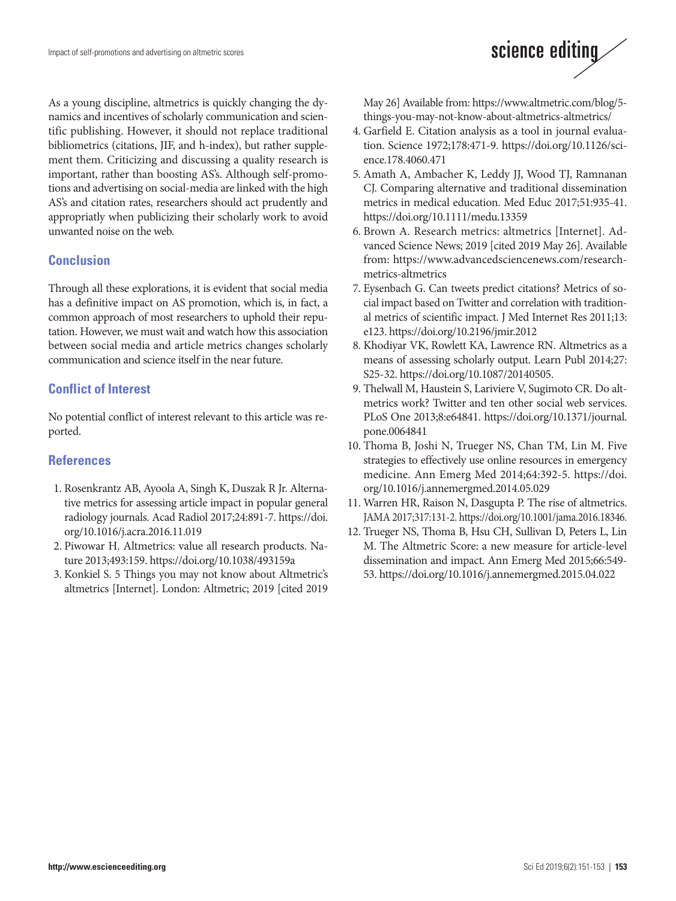As a young discipline, altmetrics is quickly changing the dynamics and incentives of scholarly communication and scientific publishing. However, it should not replace traditional bibliometrics (citations, JIF, and h-index), but rather supplement them. Criticizing and discussing a quality research is important, rather than boosting AS's. Although self-promotions and advertising on social-media are linked with the high AS's and citation rates, researchers should act prudently and appropriatly when publicizing their scholarly work to avoid unwanted noise on the web.

## Conclusion

Through all these explorations, it is evident that social media has a definitive impact on AS promotion, which is, in fact, a common approach of most researchers to uphold their reputation. However, we must wait and watch how this association between social media and article metrics changes scholarly communication and science itself in the near future.

## Conflict of Interest

No potential conflict of interest relevant to this article was reported.

## References

1. Rosenkrantz AB, Ayoola A, Singh K, Duszak R Jr. Alternative metrics for assessing article impact in popular general radiology journals. Acad Radiol 2017;24:891-7. https://doi.org/10.1016/j.acra.2016.11.019
2. Piwowar H. Altmetrics: value all research products. Nature 2013;493:159. https://doi.org/10.1038/493159a
3. Konkiel S. 5 Things you may not know about Altmetric's altmetrics [Internet]. London: Altmetric; 2019 [cited 2019 May 26] Available from: https://www.altmetric.com/blog/5-things-you-may-not-know-about-altmetrics-altmetrics/
4. Garfield E. Citation analysis as a tool in journal evaluation. Science 1972;178:471-9. https://doi.org/10.1126/science.178.4060.471
5. Amath A, Ambacher K, Leddy JJ, Wood TJ, Ramnanan CJ. Comparing alternative and traditional dissemination metrics in medical education. Med Educ 2017;51:935-41. https://doi.org/10.1111/medu.13359
6. Brown A. Research metrics: altmetrics [Internet]. Advanced Science News; 2019 [cited 2019 May 26]. Available from: https://www.advancedsciencenews.com/research-metrics-altmetrics
7. Eysenbach G. Can tweets predict citations? Metrics of social impact based on Twitter and correlation with traditional metrics of scientific impact. J Med Internet Res 2011;13:e123. https://doi.org/10.2196/jmir.2012
8. Khodiyar VK, Rowlett KA, Lawrence RN. Altmetrics as a means of assessing scholarly output. Learn Publ 2014;27:S25-32. https://doi.org/10.1087/20140505.
9. Thelwall M, Haustein S, Lariviere V, Sugimoto CR. Do altmetrics work? Twitter and ten other social web services. PLoS One 2013;8:e64841. https://doi.org/10.1371/journal.pone.0064841
10. Thoma B, Joshi N, Trueger NS, Chan TM, Lin M. Five strategies to effectively use online resources in emergency medicine. Ann Emerg Med 2014;64:392-5. https://doi.org/10.1016/j.annemergmed.2014.05.029
11. Warren HR, Raison N, Dasgupta P. The rise of altmetrics. JAMA 2017;317:131-2. https://doi.org/10.1001/jama.2016.18346.
12. Trueger NS, Thoma B, Hsu CH, Sullivan D, Peters L, Lin M. The Altmetric Score: a new measure for article-level dissemination and impact. Ann Emerg Med 2015;66:549-53. https://doi.org/10.1016/j.annemergmed.2015.04.022